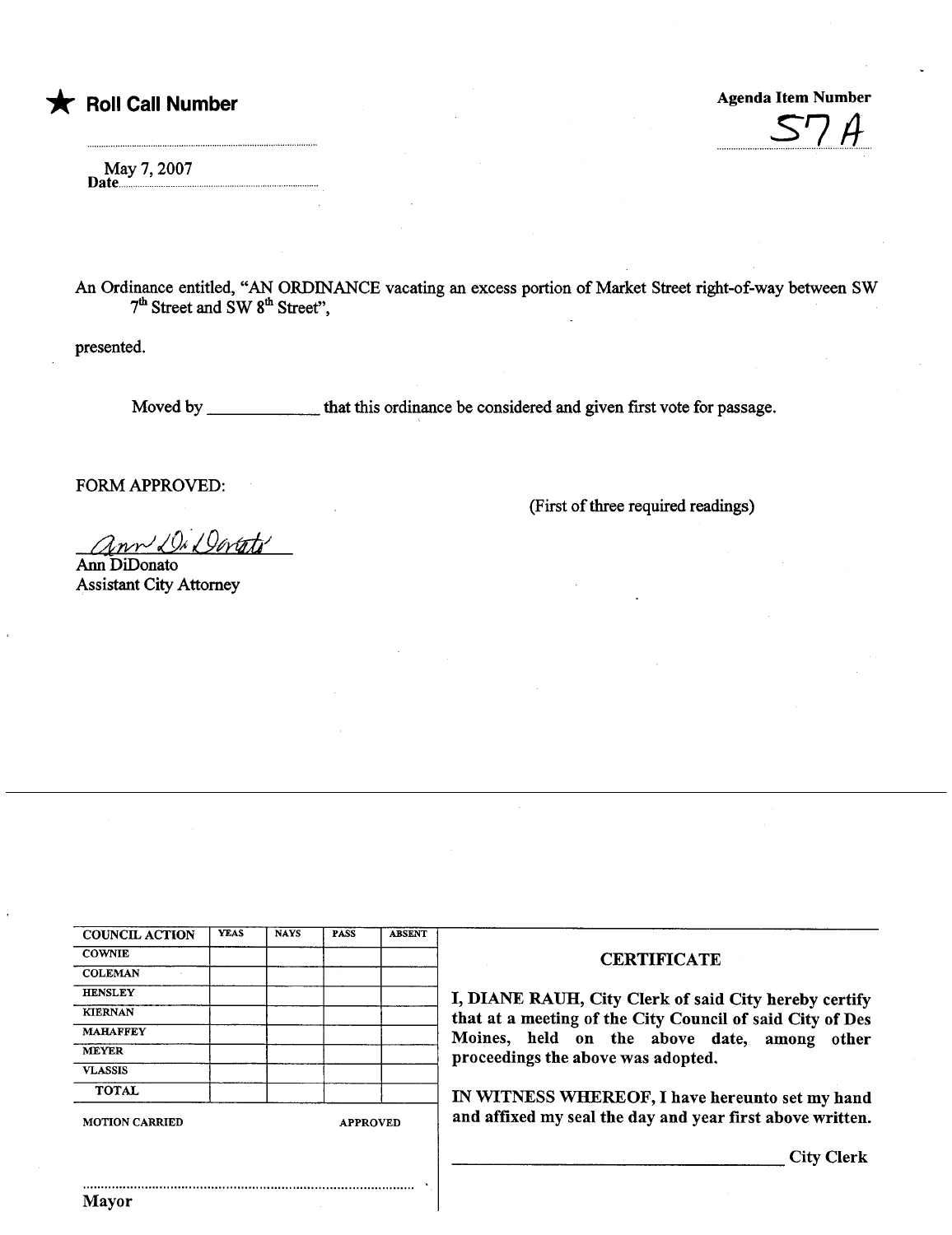★ **Roll Call Number**

Date May 7, 2007

**Agenda Item Number**

57A

An Ordinance entitled, "AN ORDINANCE vacating an excess portion of Market Street right-of-way between SW 7th Street and SW 8th Street",

presented.

Moved by ____________ that this ordinance be considered and given first vote for passage.

FORM APPROVED:

(First of three required readings)

Ann DiDonato
Ann DiDonato
Assistant City Attorney

| COUNCIL ACTION | YEAS | NAYS | PASS | ABSENT |
|---|---|---|---|---|
| COWNIE | | | | |
| COLEMAN | | | | |
| HENSLEY | | | | |
| KIERNAN | | | | |
| MAHAFFEY | | | | |
| MEYER | | | | |
| VLASSIS | | | | |
| TOTAL | | | | |

MOTION CARRIED APPROVED

Mayor

**CERTIFICATE**

**I, DIANE RAUH, City Clerk of said City hereby certify that at a meeting of the City Council of said City of Des Moines, held on the above date, among other proceedings the above was adopted.**

**IN WITNESS WHEREOF, I have hereunto set my hand and affixed my seal the day and year first above written.**

______________________ City Clerk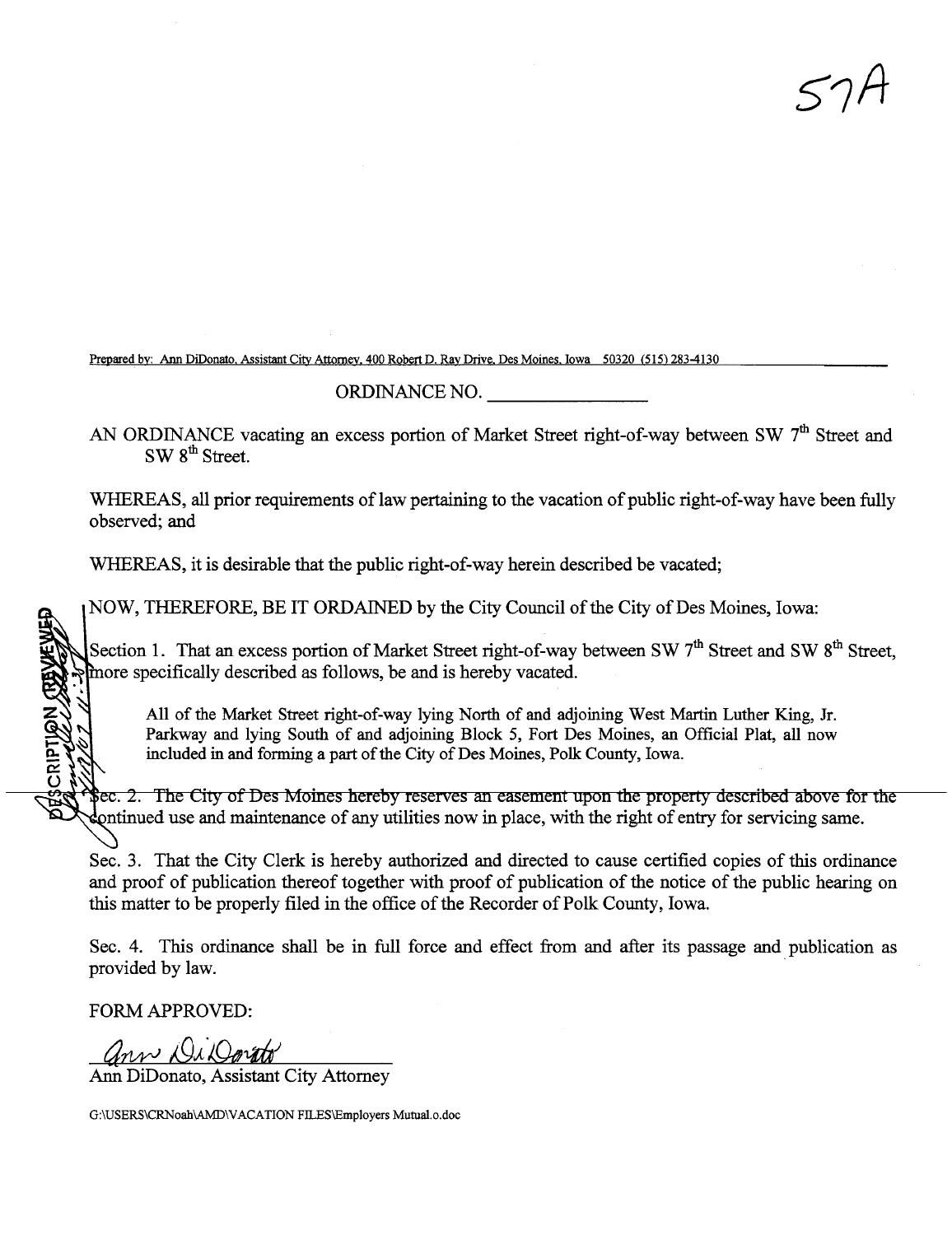57A

Prepared by: Ann DiDonato, Assistant City Attorney, 400 Robert D. Ray Drive, Des Moines, Iowa 50320 (515) 283-4130

ORDINANCE NO. \_\_\_\_\_\_\_\_\_\_\_\_\_\_\_\_

AN ORDINANCE vacating an excess portion of Market Street right-of-way between SW 7th Street and SW 8th Street.

WHEREAS, all prior requirements of law pertaining to the vacation of public right-of-way have been fully observed; and

WHEREAS, it is desirable that the public right-of-way herein described be vacated;

NOW, THEREFORE, BE IT ORDAINED by the City Council of the City of Des Moines, Iowa:

Section 1. That an excess portion of Market Street right-of-way between SW 7th Street and SW 8th Street, more specifically described as follows, be and is hereby vacated.

> All of the Market Street right-of-way lying North of and adjoining West Martin Luther King, Jr. Parkway and lying South of and adjoining Block 5, Fort Des Moines, an Official Plat, all now included in and forming a part of the City of Des Moines, Polk County, Iowa.

~~Sec. 2. The City of Des Moines hereby reserves an easement upon the property described above for the continued use and maintenance of any utilities now in place, with the right of entry for servicing same.~~

Sec. 3. That the City Clerk is hereby authorized and directed to cause certified copies of this ordinance and proof of publication thereof together with proof of publication of the notice of the public hearing on this matter to be properly filed in the office of the Recorder of Polk County, Iowa.

Sec. 4. This ordinance shall be in full force and effect from and after its passage and publication as provided by law.

FORM APPROVED:

Ann DiDonato

Ann DiDonato, Assistant City Attorney

G:\USERS\CRNoah\AMD\VACATION FILES\Employers Mutual.o.doc

DESCRIPTION REVIEWED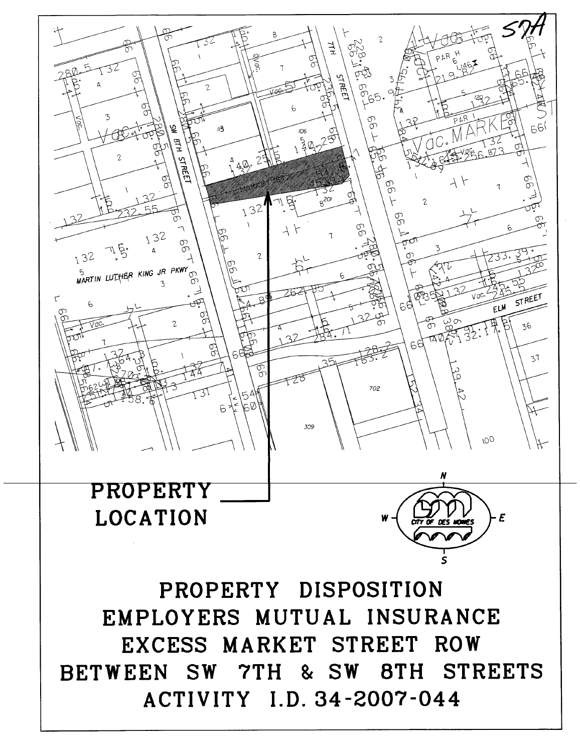57A

PROPERTY LOCATION

N
W
E
S
CITY OF DES MOINES

# PROPERTY DISPOSITION
# EMPLOYERS MUTUAL INSURANCE
# EXCESS MARKET STREET ROW
# BETWEEN SW 7TH & SW 8TH STREETS
# ACTIVITY I.D. 34-2007-044